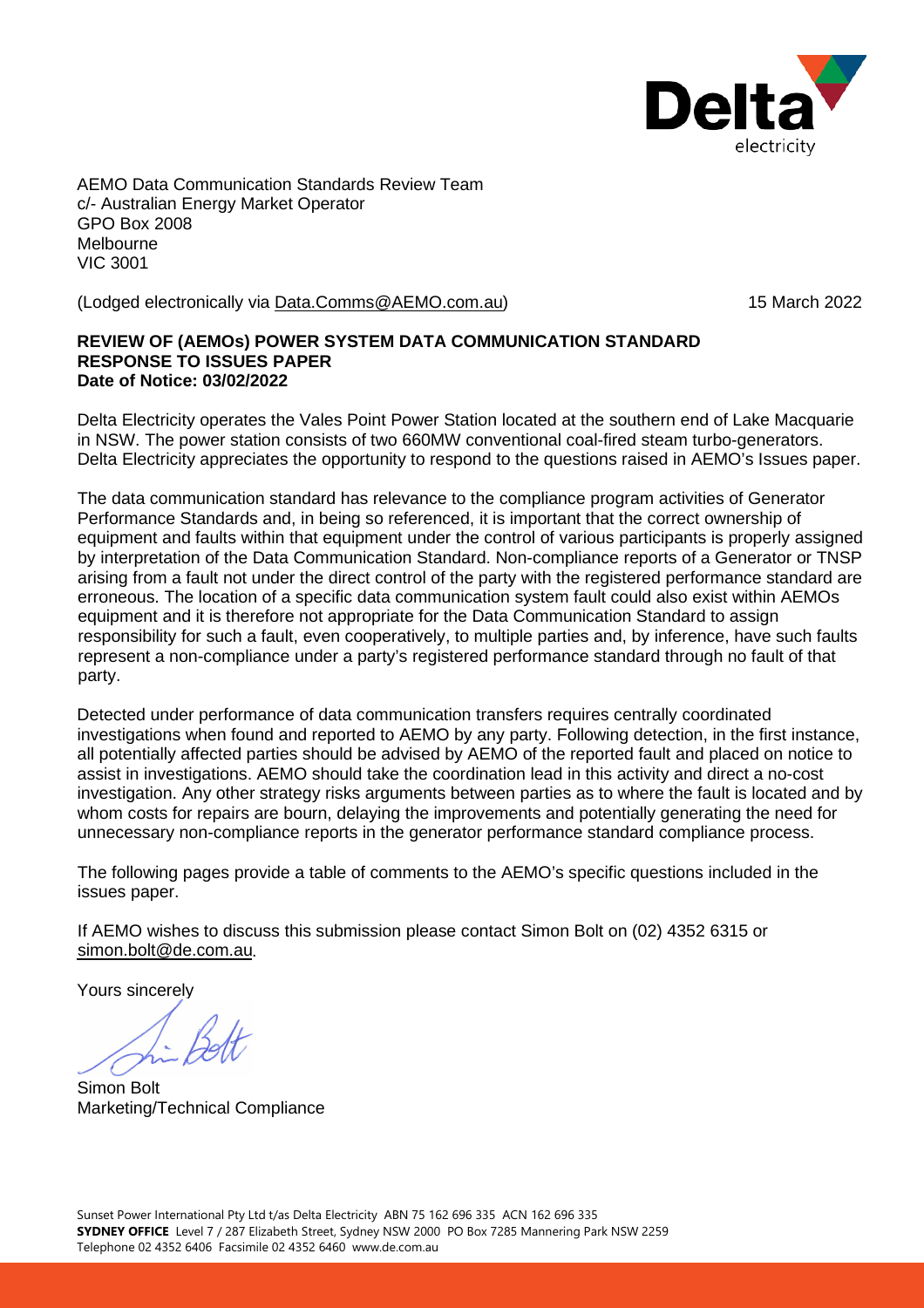AEMO Data Communication Standards Review Team
c/- Australian Energy Market Operator
GPO Box 2008
Melbourne
VIC 3001

(Lodged electronically via Data.Comms@AEMO.com.au) 15 March 2022

**REVIEW OF (AEMOs) POWER SYSTEM DATA COMMUNICATION STANDARD**
**RESPONSE TO ISSUES PAPER**
**Date of Notice: 03/02/2022**

Delta Electricity operates the Vales Point Power Station located at the southern end of Lake Macquarie in NSW. The power station consists of two 660MW conventional coal-fired steam turbo-generators. Delta Electricity appreciates the opportunity to respond to the questions raised in AEMO's Issues paper.

The data communication standard has relevance to the compliance program activities of Generator Performance Standards and, in being so referenced, it is important that the correct ownership of equipment and faults within that equipment under the control of various participants is properly assigned by interpretation of the Data Communication Standard. Non-compliance reports of a Generator or TNSP arising from a fault not under the direct control of the party with the registered performance standard are erroneous. The location of a specific data communication system fault could also exist within AEMOs equipment and it is therefore not appropriate for the Data Communication Standard to assign responsibility for such a fault, even cooperatively, to multiple parties and, by inference, have such faults represent a non-compliance under a party's registered performance standard through no fault of that party.

Detected under performance of data communication transfers requires centrally coordinated investigations when found and reported to AEMO by any party. Following detection, in the first instance, all potentially affected parties should be advised by AEMO of the reported fault and placed on notice to assist in investigations. AEMO should take the coordination lead in this activity and direct a no-cost investigation. Any other strategy risks arguments between parties as to where the fault is located and by whom costs for repairs are bourn, delaying the improvements and potentially generating the need for unnecessary non-compliance reports in the generator performance standard compliance process.

The following pages provide a table of comments to the AEMO's specific questions included in the issues paper.

If AEMO wishes to discuss this submission please contact Simon Bolt on (02) 4352 6315 or simon.bolt@de.com.au.

Yours sincerely

Simon Bolt
Marketing/Technical Compliance

Sunset Power International Pty Ltd t/as Delta Electricity ABN 75 162 696 335 ACN 162 696 335
**SYDNEY OFFICE** Level 7 / 287 Elizabeth Street, Sydney NSW 2000 PO Box 7285 Mannering Park NSW 2259
Telephone 02 4352 6406 Facsimile 02 4352 6460 www.de.com.au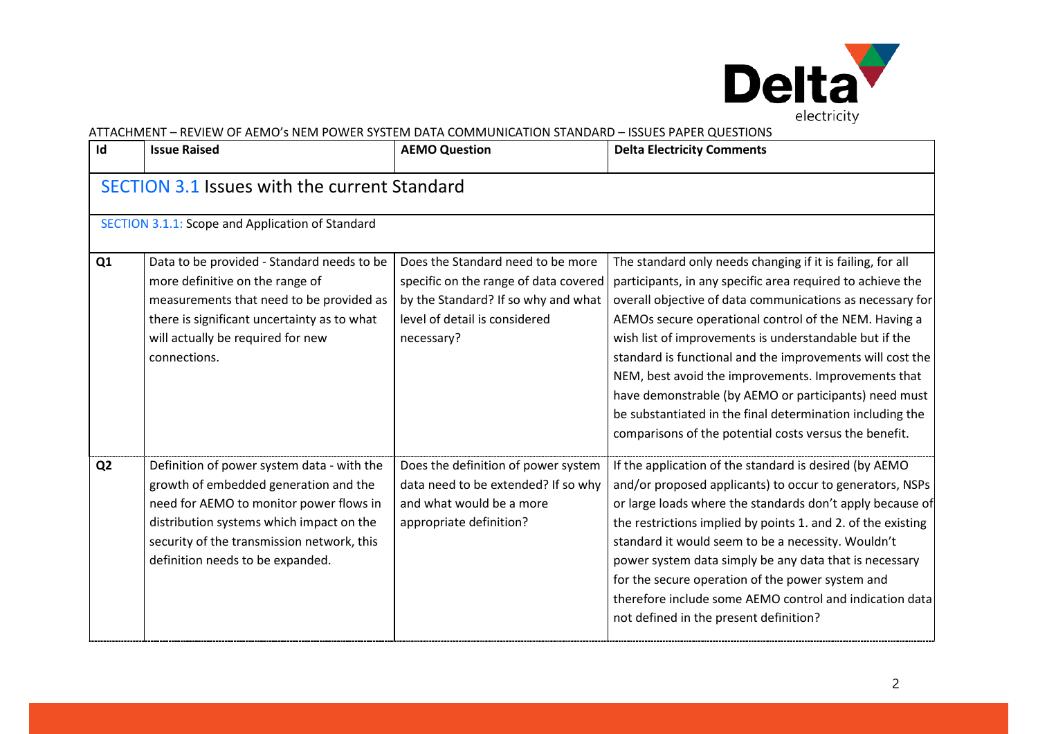ATTACHMENT – REVIEW OF AEMO's NEM POWER SYSTEM DATA COMMUNICATION STANDARD – ISSUES PAPER QUESTIONS

| Id | Issue Raised | AEMO Question | Delta Electricity Comments |
|---|---|---|---|
| **SECTION 3.1 Issues with the current Standard** | | | |
| SECTION 3.1.1: Scope and Application of Standard | | | |
| Q1 | Data to be provided - Standard needs to be more definitive on the range of measurements that need to be provided as there is significant uncertainty as to what will actually be required for new connections. | Does the Standard need to be more specific on the range of data covered by the Standard? If so why and what level of detail is considered necessary? | The standard only needs changing if it is failing, for all participants, in any specific area required to achieve the overall objective of data communications as necessary for AEMOs secure operational control of the NEM. Having a wish list of improvements is understandable but if the standard is functional and the improvements will cost the NEM, best avoid the improvements. Improvements that have demonstrable (by AEMO or participants) need must be substantiated in the final determination including the comparisons of the potential costs versus the benefit. |
| Q2 | Definition of power system data - with the growth of embedded generation and the need for AEMO to monitor power flows in distribution systems which impact on the security of the transmission network, this definition needs to be expanded. | Does the definition of power system data need to be extended? If so why and what would be a more appropriate definition? | If the application of the standard is desired (by AEMO and/or proposed applicants) to occur to generators, NSPs or large loads where the standards don't apply because of the restrictions implied by points 1. and 2. of the existing standard it would seem to be a necessity. Wouldn't power system data simply be any data that is necessary for the secure operation of the power system and therefore include some AEMO control and indication data not defined in the present definition? |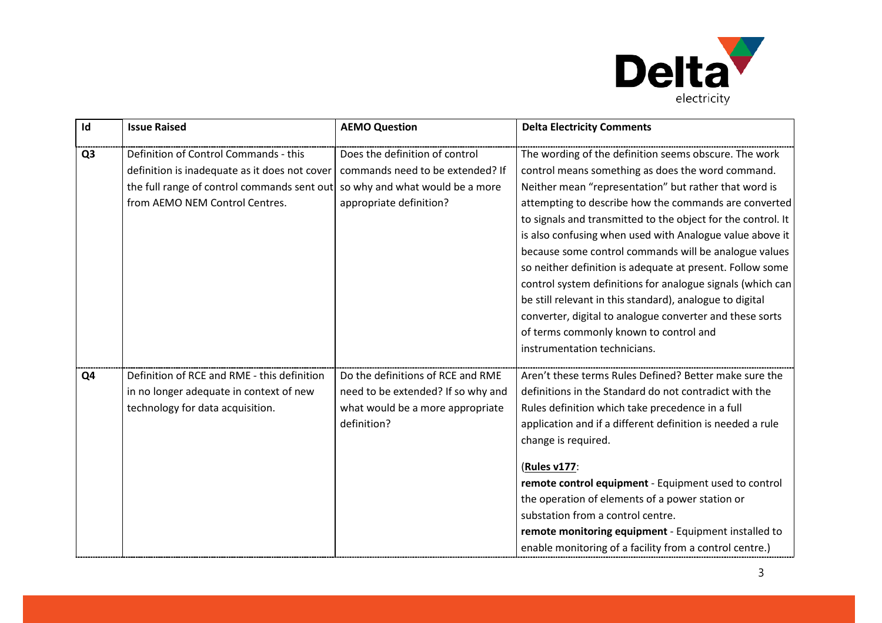| Id | Issue Raised | AEMO Question | Delta Electricity Comments |
|---|---|---|---|
| **Q3** | Definition of Control Commands - this definition is inadequate as it does not cover the full range of control commands sent out from AEMO NEM Control Centres. | Does the definition of control commands need to be extended? If so why and what would be a more appropriate definition? | The wording of the definition seems obscure. The work control means something as does the word command. Neither mean "representation" but rather that word is attempting to describe how the commands are converted to signals and transmitted to the object for the control. It is also confusing when used with Analogue value above it because some control commands will be analogue values so neither definition is adequate at present. Follow some control system definitions for analogue signals (which can be still relevant in this standard), analogue to digital converter, digital to analogue converter and these sorts of terms commonly known to control and instrumentation technicians. |
| **Q4** | Definition of RCE and RME - this definition in no longer adequate in context of new technology for data acquisition. | Do the definitions of RCE and RME need to be extended? If so why and what would be a more appropriate definition? | Aren't these terms Rules Defined? Better make sure the definitions in the Standard do not contradict with the Rules definition which take precedence in a full application and if a different definition is needed a rule change is required.<br><br>(**Rules v177**:<br>**remote control equipment** - Equipment used to control the operation of elements of a power station or substation from a control centre.<br>**remote monitoring equipment** - Equipment installed to enable monitoring of a facility from a control centre.) |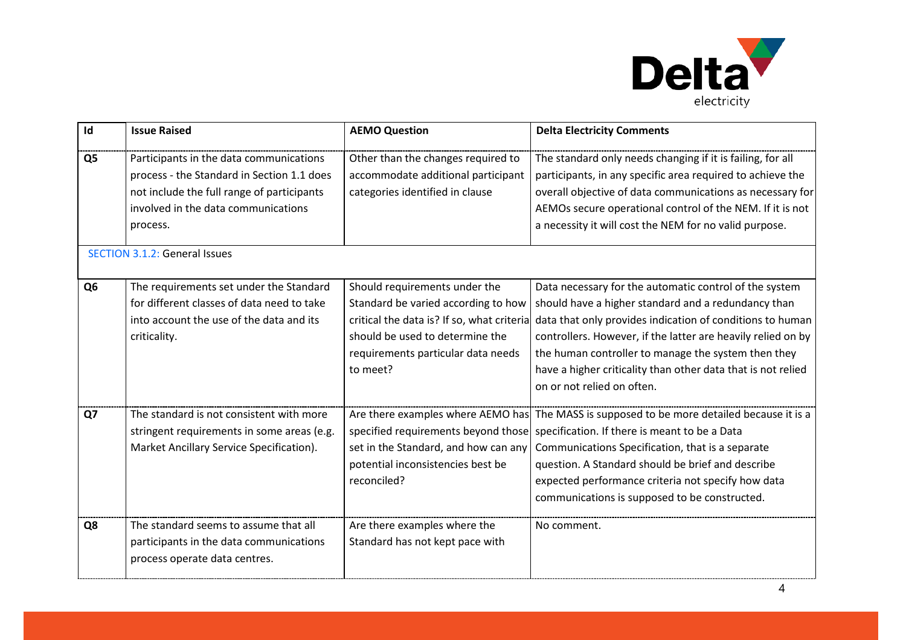| Id | Issue Raised | AEMO Question | Delta Electricity Comments |
|---|---|---|---|
| Q5 | Participants in the data communications process - the Standard in Section 1.1 does not include the full range of participants involved in the data communications process. | Other than the changes required to accommodate additional participant categories identified in clause | The standard only needs changing if it is failing, for all participants, in any specific area required to achieve the overall objective of data communications as necessary for AEMOs secure operational control of the NEM. If it is not a necessity it will cost the NEM for no valid purpose. |
| SECTION 3.1.2: General Issues | | | |
| Q6 | The requirements set under the Standard for different classes of data need to take into account the use of the data and its criticality. | Should requirements under the Standard be varied according to how critical the data is? If so, what criteria should be used to determine the requirements particular data needs to meet? | Data necessary for the automatic control of the system should have a higher standard and a redundancy than data that only provides indication of conditions to human controllers. However, if the latter are heavily relied on by the human controller to manage the system then they have a higher criticality than other data that is not relied on or not relied on often. |
| Q7 | The standard is not consistent with more stringent requirements in some areas (e.g. Market Ancillary Service Specification). | Are there examples where AEMO has specified requirements beyond those set in the Standard, and how can any potential inconsistencies best be reconciled? | The MASS is supposed to be more detailed because it is a specification. If there is meant to be a Data Communications Specification, that is a separate question. A Standard should be brief and describe expected performance criteria not specify how data communications is supposed to be constructed. |
| Q8 | The standard seems to assume that all participants in the data communications process operate data centres. | Are there examples where the Standard has not kept pace with | No comment. |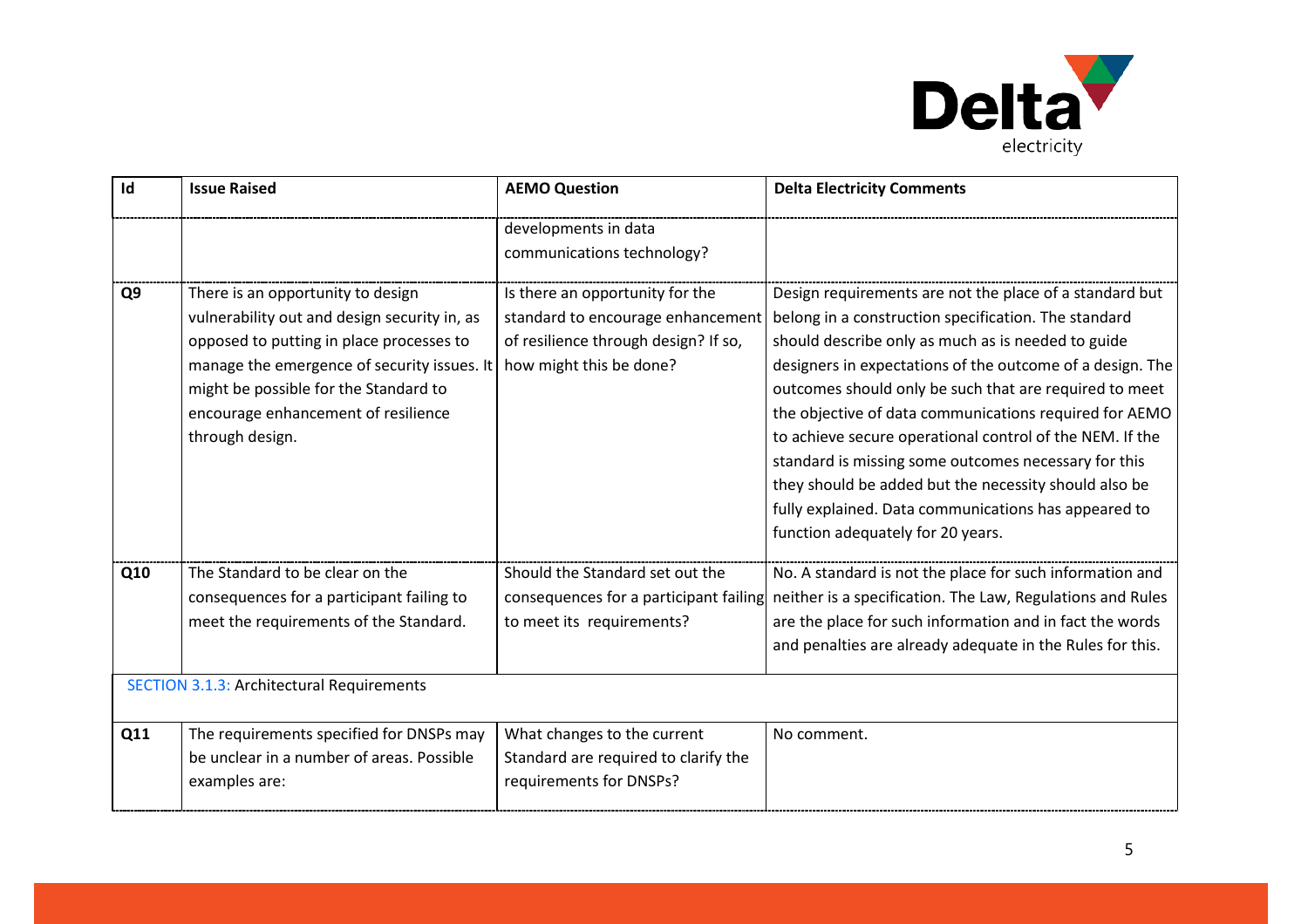| Id | Issue Raised | AEMO Question | Delta Electricity Comments |
|---|---|---|---|
| | | developments in data communications technology? | |
| **Q9** | There is an opportunity to design vulnerability out and design security in, as opposed to putting in place processes to manage the emergence of security issues. It might be possible for the Standard to encourage enhancement of resilience through design. | Is there an opportunity for the standard to encourage enhancement of resilience through design? If so, how might this be done? | Design requirements are not the place of a standard but belong in a construction specification. The standard should describe only as much as is needed to guide designers in expectations of the outcome of a design. The outcomes should only be such that are required to meet the objective of data communications required for AEMO to achieve secure operational control of the NEM. If the standard is missing some outcomes necessary for this they should be added but the necessity should also be fully explained. Data communications has appeared to function adequately for 20 years. |
| **Q10** | The Standard to be clear on the consequences for a participant failing to meet the requirements of the Standard. | Should the Standard set out the consequences for a participant failing to meet its requirements? | No. A standard is not the place for such information and neither is a specification. The Law, Regulations and Rules are the place for such information and in fact the words and penalties are already adequate in the Rules for this. |
| SECTION 3.1.3: Architectural Requirements | | | |
| **Q11** | The requirements specified for DNSPs may be unclear in a number of areas. Possible examples are: | What changes to the current Standard are required to clarify the requirements for DNSPs? | No comment. |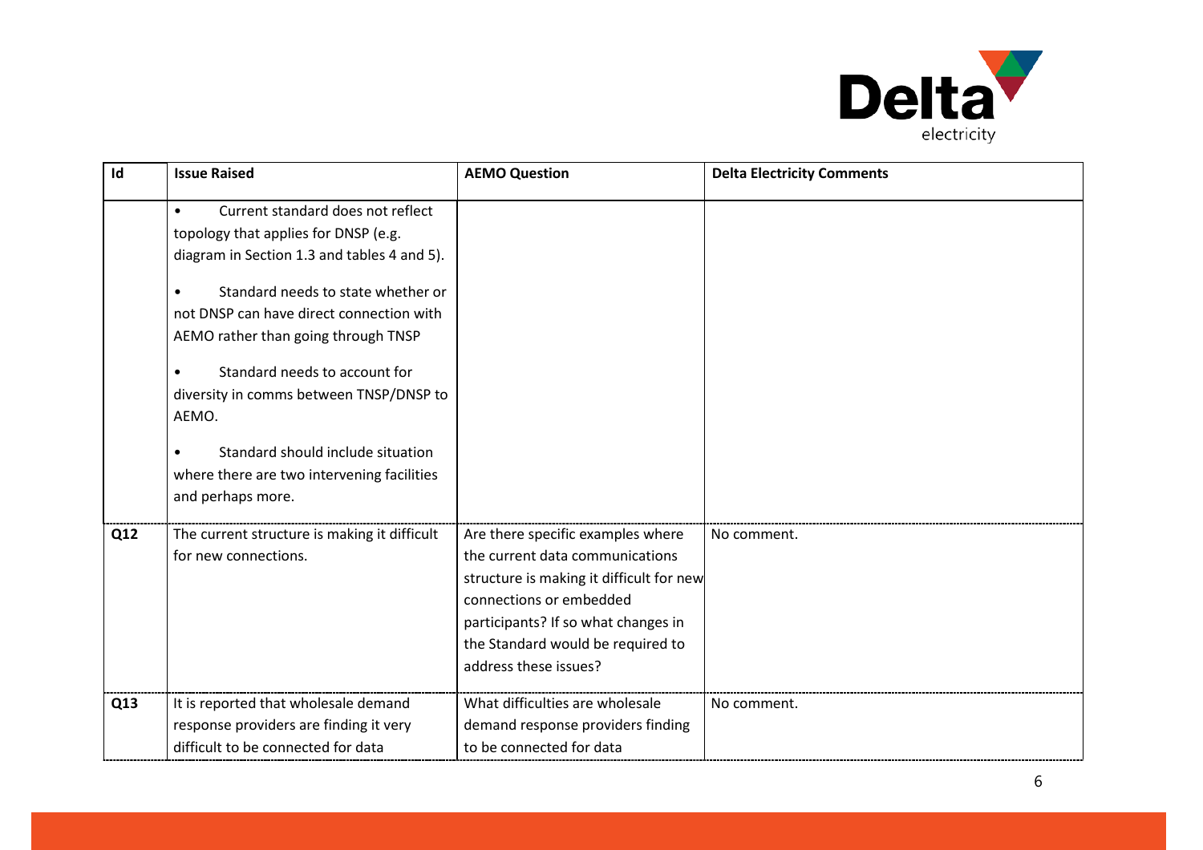| Id | Issue Raised | AEMO Question | Delta Electricity Comments |
|---|---|---|---|
| | • Current standard does not reflect topology that applies for DNSP (e.g. diagram in Section 1.3 and tables 4 and 5).<br><br>• Standard needs to state whether or not DNSP can have direct connection with AEMO rather than going through TNSP<br><br>• Standard needs to account for diversity in comms between TNSP/DNSP to AEMO.<br><br>• Standard should include situation where there are two intervening facilities and perhaps more. | | |
| Q12 | The current structure is making it difficult for new connections. | Are there specific examples where the current data communications structure is making it difficult for new connections or embedded participants? If so what changes in the Standard would be required to address these issues? | No comment. |
| Q13 | It is reported that wholesale demand response providers are finding it very difficult to be connected for data | What difficulties are wholesale demand response providers finding to be connected for data | No comment. |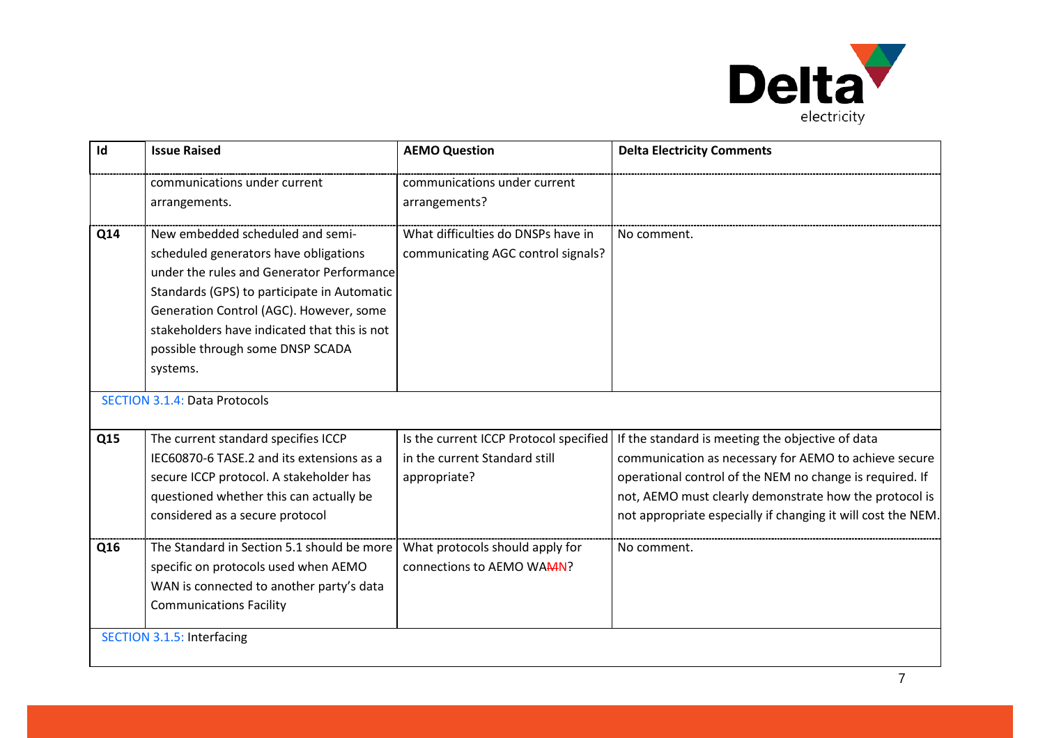| Id | Issue Raised | AEMO Question | Delta Electricity Comments |
|---|---|---|---|
| | communications under current arrangements. | communications under current arrangements? | |
| Q14 | New embedded scheduled and semi-scheduled generators have obligations under the rules and Generator Performance Standards (GPS) to participate in Automatic Generation Control (AGC). However, some stakeholders have indicated that this is not possible through some DNSP SCADA systems. | What difficulties do DNSPs have in communicating AGC control signals? | No comment. |
| SECTION 3.1.4: Data Protocols | | | |
| Q15 | The current standard specifies ICCP IEC60870-6 TASE.2 and its extensions as a secure ICCP protocol. A stakeholder has questioned whether this can actually be considered as a secure protocol | Is the current ICCP Protocol specified in the current Standard still appropriate? | If the standard is meeting the objective of data communication as necessary for AEMO to achieve secure operational control of the NEM no change is required. If not, AEMO must clearly demonstrate how the protocol is not appropriate especially if changing it will cost the NEM. |
| Q16 | The Standard in Section 5.1 should be more specific on protocols used when AEMO WAN is connected to another party's data Communications Facility | What protocols should apply for connections to AEMO WA~~M~~N? | No comment. |
| SECTION 3.1.5: Interfacing | | | |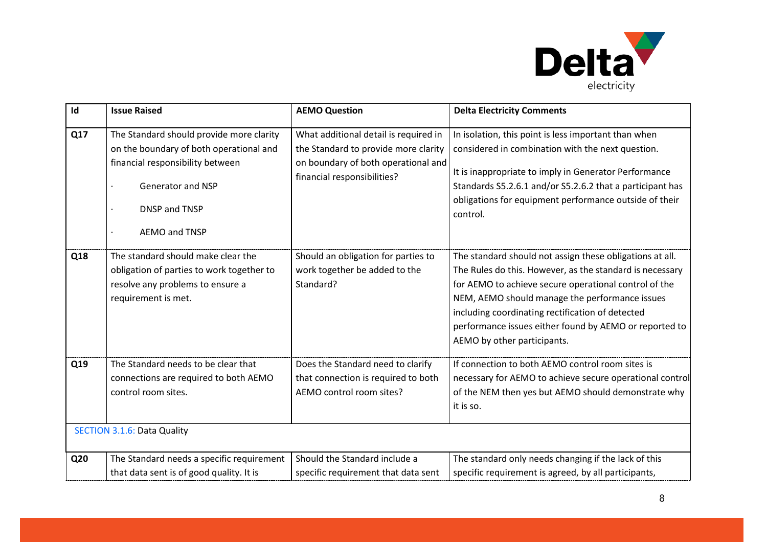| Id | Issue Raised | AEMO Question | Delta Electricity Comments |
|---|---|---|---|
| Q17 | The Standard should provide more clarity on the boundary of both operational and financial responsibility between<br>· Generator and NSP<br>· DNSP and TNSP<br>· AEMO and TNSP | What additional detail is required in the Standard to provide more clarity on boundary of both operational and financial responsibilities? | In isolation, this point is less important than when considered in combination with the next question.<br><br>It is inappropriate to imply in Generator Performance Standards S5.2.6.1 and/or S5.2.6.2 that a participant has obligations for equipment performance outside of their control. |
| Q18 | The standard should make clear the obligation of parties to work together to resolve any problems to ensure a requirement is met. | Should an obligation for parties to work together be added to the Standard? | The standard should not assign these obligations at all. The Rules do this. However, as the standard is necessary for AEMO to achieve secure operational control of the NEM, AEMO should manage the performance issues including coordinating rectification of detected performance issues either found by AEMO or reported to AEMO by other participants. |
| Q19 | The Standard needs to be clear that connections are required to both AEMO control room sites. | Does the Standard need to clarify that connection is required to both AEMO control room sites? | If connection to both AEMO control room sites is necessary for AEMO to achieve secure operational control of the NEM then yes but AEMO should demonstrate why it is so. |
| SECTION 3.1.6: Data Quality | | | |
| Q20 | The Standard needs a specific requirement that data sent is of good quality. It is | Should the Standard include a specific requirement that data sent | The standard only needs changing if the lack of this specific requirement is agreed, by all participants, |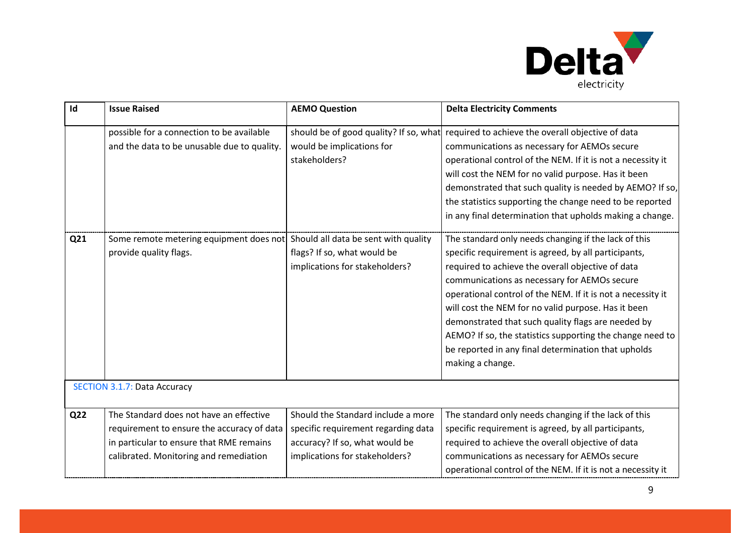| Id | Issue Raised | AEMO Question | Delta Electricity Comments |
|---|---|---|---|
| | possible for a connection to be available and the data to be unusable due to quality. | should be of good quality? If so, what would be implications for stakeholders? | required to achieve the overall objective of data communications as necessary for AEMOs secure operational control of the NEM. If it is not a necessity it will cost the NEM for no valid purpose. Has it been demonstrated that such quality is needed by AEMO? If so, the statistics supporting the change need to be reported in any final determination that upholds making a change. |
| **Q21** | Some remote metering equipment does not provide quality flags. | Should all data be sent with quality flags? If so, what would be implications for stakeholders? | The standard only needs changing if the lack of this specific requirement is agreed, by all participants, required to achieve the overall objective of data communications as necessary for AEMOs secure operational control of the NEM. If it is not a necessity it will cost the NEM for no valid purpose. Has it been demonstrated that such quality flags are needed by AEMO? If so, the statistics supporting the change need to be reported in any final determination that upholds making a change. |
| SECTION 3.1.7: Data Accuracy | | | |
| **Q22** | The Standard does not have an effective requirement to ensure the accuracy of data in particular to ensure that RME remains calibrated. Monitoring and remediation | Should the Standard include a more specific requirement regarding data accuracy? If so, what would be implications for stakeholders? | The standard only needs changing if the lack of this specific requirement is agreed, by all participants, required to achieve the overall objective of data communications as necessary for AEMOs secure operational control of the NEM. If it is not a necessity it |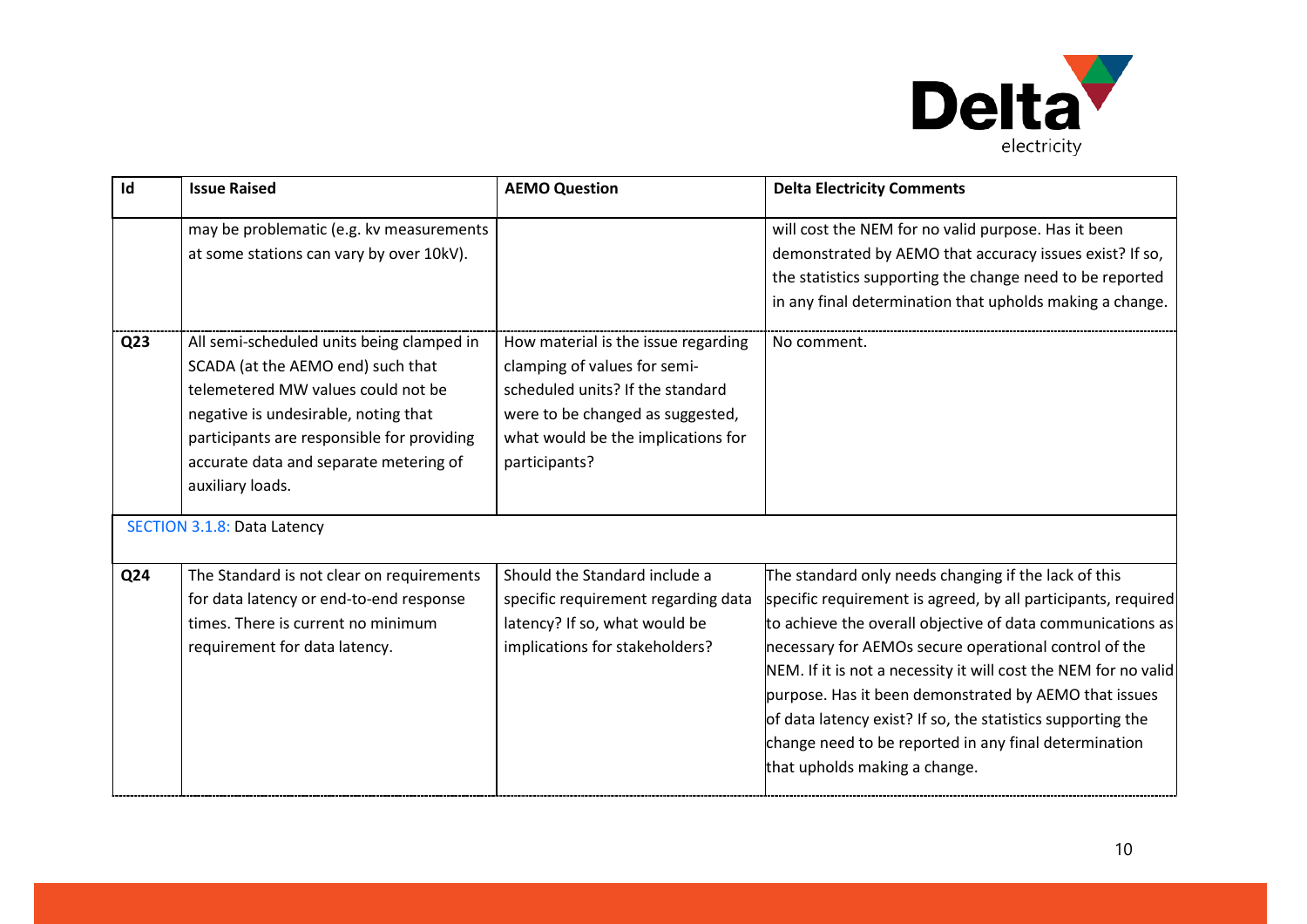| Id | Issue Raised | AEMO Question | Delta Electricity Comments |
|---|---|---|---|
| | may be problematic (e.g. kv measurements at some stations can vary by over 10kV). | | will cost the NEM for no valid purpose. Has it been demonstrated by AEMO that accuracy issues exist? If so, the statistics supporting the change need to be reported in any final determination that upholds making a change. |
| **Q23** | All semi-scheduled units being clamped in SCADA (at the AEMO end) such that telemetered MW values could not be negative is undesirable, noting that participants are responsible for providing accurate data and separate metering of auxiliary loads. | How material is the issue regarding clamping of values for semi-scheduled units? If the standard were to be changed as suggested, what would be the implications for participants? | No comment. |
| SECTION 3.1.8: Data Latency | | | |
| **Q24** | The Standard is not clear on requirements for data latency or end-to-end response times. There is current no minimum requirement for data latency. | Should the Standard include a specific requirement regarding data latency? If so, what would be implications for stakeholders? | The standard only needs changing if the lack of this specific requirement is agreed, by all participants, required to achieve the overall objective of data communications as necessary for AEMOs secure operational control of the NEM. If it is not a necessity it will cost the NEM for no valid purpose. Has it been demonstrated by AEMO that issues of data latency exist? If so, the statistics supporting the change need to be reported in any final determination that upholds making a change. |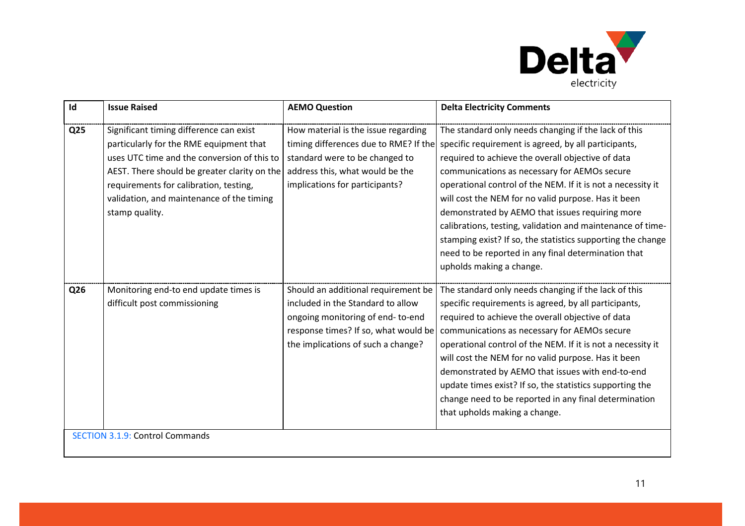| Id | Issue Raised | AEMO Question | Delta Electricity Comments |
|---|---|---|---|
| **Q25** | Significant timing difference can exist particularly for the RME equipment that uses UTC time and the conversion of this to AEST. There should be greater clarity on the requirements for calibration, testing, validation, and maintenance of the timing stamp quality. | How material is the issue regarding timing differences due to RME? If the standard were to be changed to address this, what would be the implications for participants? | The standard only needs changing if the lack of this specific requirement is agreed, by all participants, required to achieve the overall objective of data communications as necessary for AEMOs secure operational control of the NEM. If it is not a necessity it will cost the NEM for no valid purpose. Has it been demonstrated by AEMO that issues requiring more calibrations, testing, validation and maintenance of time-stamping exist? If so, the statistics supporting the change need to be reported in any final determination that upholds making a change. |
| **Q26** | Monitoring end-to end update times is difficult post commissioning | Should an additional requirement be included in the Standard to allow ongoing monitoring of end- to-end response times? If so, what would be the implications of such a change? | The standard only needs changing if the lack of this specific requirements is agreed, by all participants, required to achieve the overall objective of data communications as necessary for AEMOs secure operational control of the NEM. If it is not a necessity it will cost the NEM for no valid purpose. Has it been demonstrated by AEMO that issues with end-to-end update times exist? If so, the statistics supporting the change need to be reported in any final determination that upholds making a change. |
| SECTION 3.1.9: Control Commands | | | |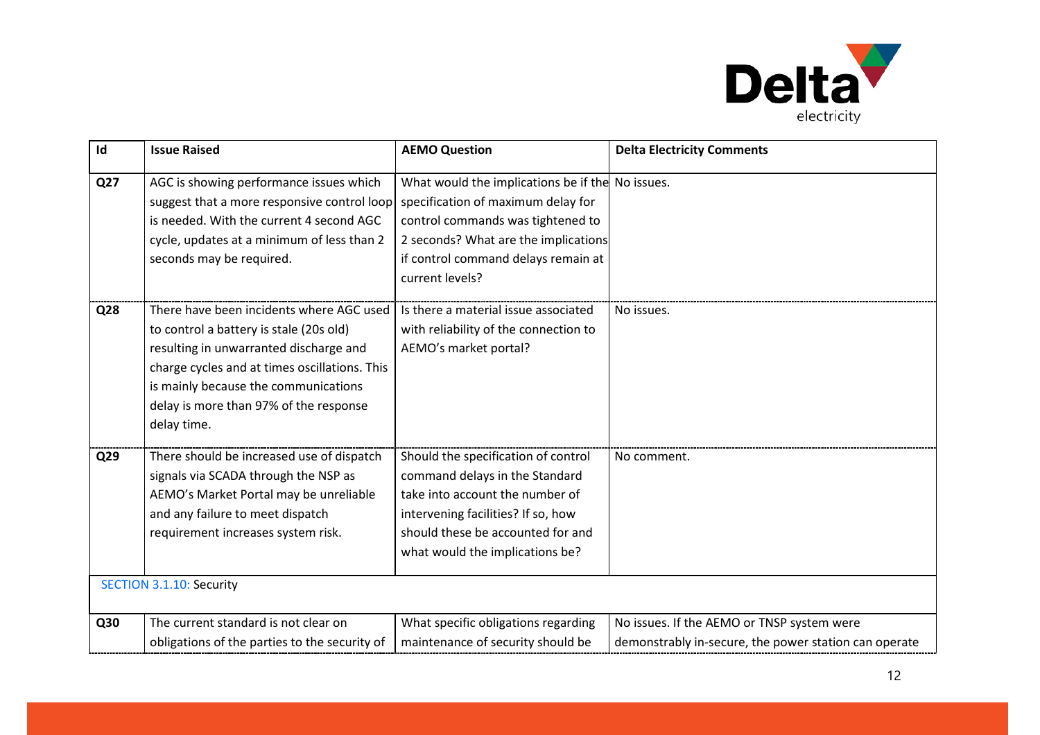| Id | Issue Raised | AEMO Question | Delta Electricity Comments |
|---|---|---|---|
| Q27 | AGC is showing performance issues which suggest that a more responsive control loop is needed. With the current 4 second AGC cycle, updates at a minimum of less than 2 seconds may be required. | What would the implications be if the specification of maximum delay for control commands was tightened to 2 seconds? What are the implications if control command delays remain at current levels? | No issues. |
| Q28 | There have been incidents where AGC used to control a battery is stale (20s old) resulting in unwarranted discharge and charge cycles and at times oscillations. This is mainly because the communications delay is more than 97% of the response delay time. | Is there a material issue associated with reliability of the connection to AEMO's market portal? | No issues. |
| Q29 | There should be increased use of dispatch signals via SCADA through the NSP as AEMO's Market Portal may be unreliable and any failure to meet dispatch requirement increases system risk. | Should the specification of control command delays in the Standard take into account the number of intervening facilities? If so, how should these be accounted for and what would the implications be? | No comment. |
| SECTION 3.1.10: Security | | | |
| Q30 | The current standard is not clear on obligations of the parties to the security of | What specific obligations regarding maintenance of security should be | No issues. If the AEMO or TNSP system were demonstrably in-secure, the power station can operate |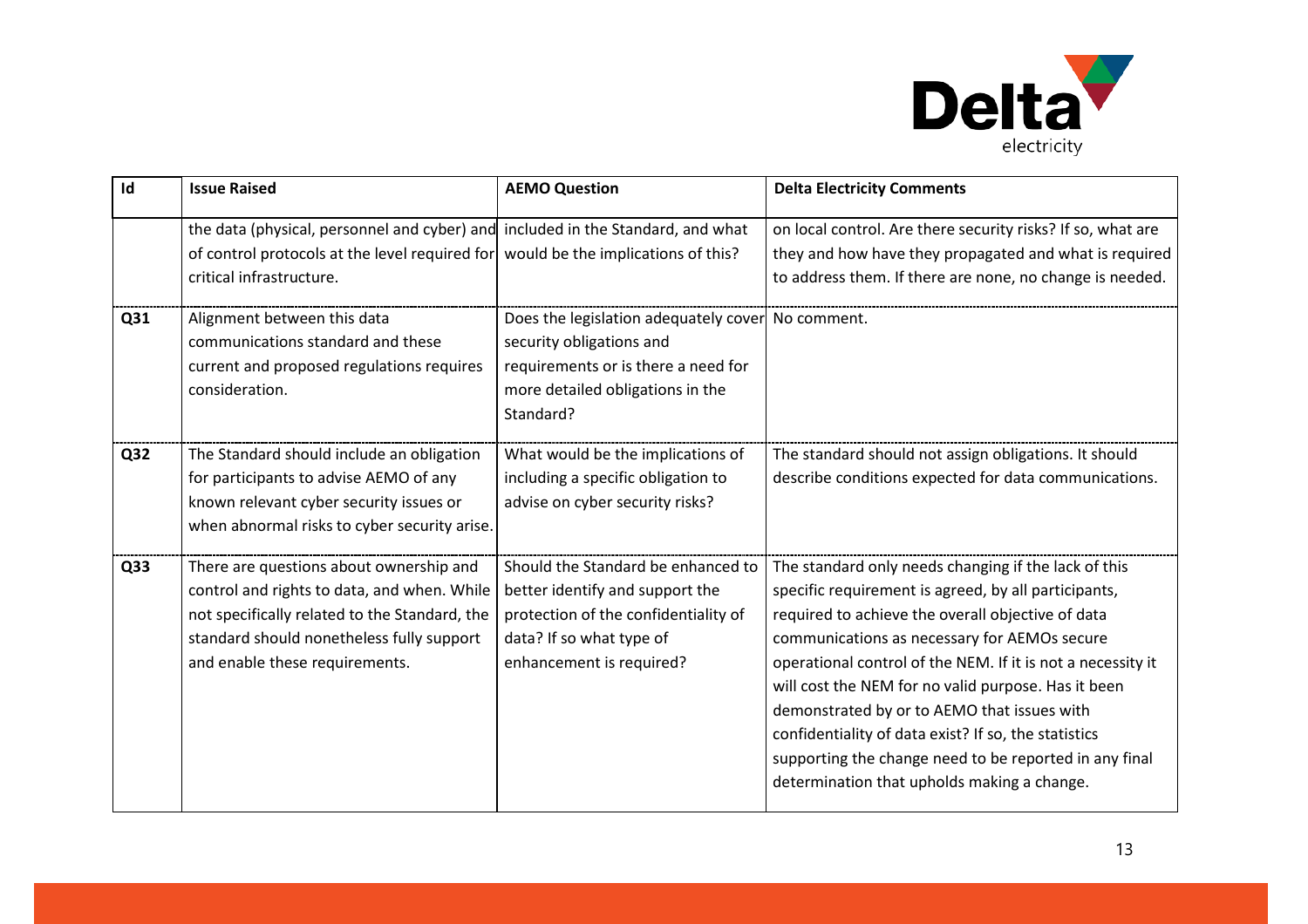| Id | Issue Raised | AEMO Question | Delta Electricity Comments |
|---|---|---|---|
| | the data (physical, personnel and cyber) and of control protocols at the level required for critical infrastructure. | included in the Standard, and what would be the implications of this? | on local control. Are there security risks? If so, what are they and how have they propagated and what is required to address them. If there are none, no change is needed. |
| Q31 | Alignment between this data communications standard and these current and proposed regulations requires consideration. | Does the legislation adequately cover security obligations and requirements or is there a need for more detailed obligations in the Standard? | No comment. |
| Q32 | The Standard should include an obligation for participants to advise AEMO of any known relevant cyber security issues or when abnormal risks to cyber security arise. | What would be the implications of including a specific obligation to advise on cyber security risks? | The standard should not assign obligations. It should describe conditions expected for data communications. |
| Q33 | There are questions about ownership and control and rights to data, and when. While not specifically related to the Standard, the standard should nonetheless fully support and enable these requirements. | Should the Standard be enhanced to better identify and support the protection of the confidentiality of data? If so what type of enhancement is required? | The standard only needs changing if the lack of this specific requirement is agreed, by all participants, required to achieve the overall objective of data communications as necessary for AEMOs secure operational control of the NEM. If it is not a necessity it will cost the NEM for no valid purpose. Has it been demonstrated by or to AEMO that issues with confidentiality of data exist? If so, the statistics supporting the change need to be reported in any final determination that upholds making a change. |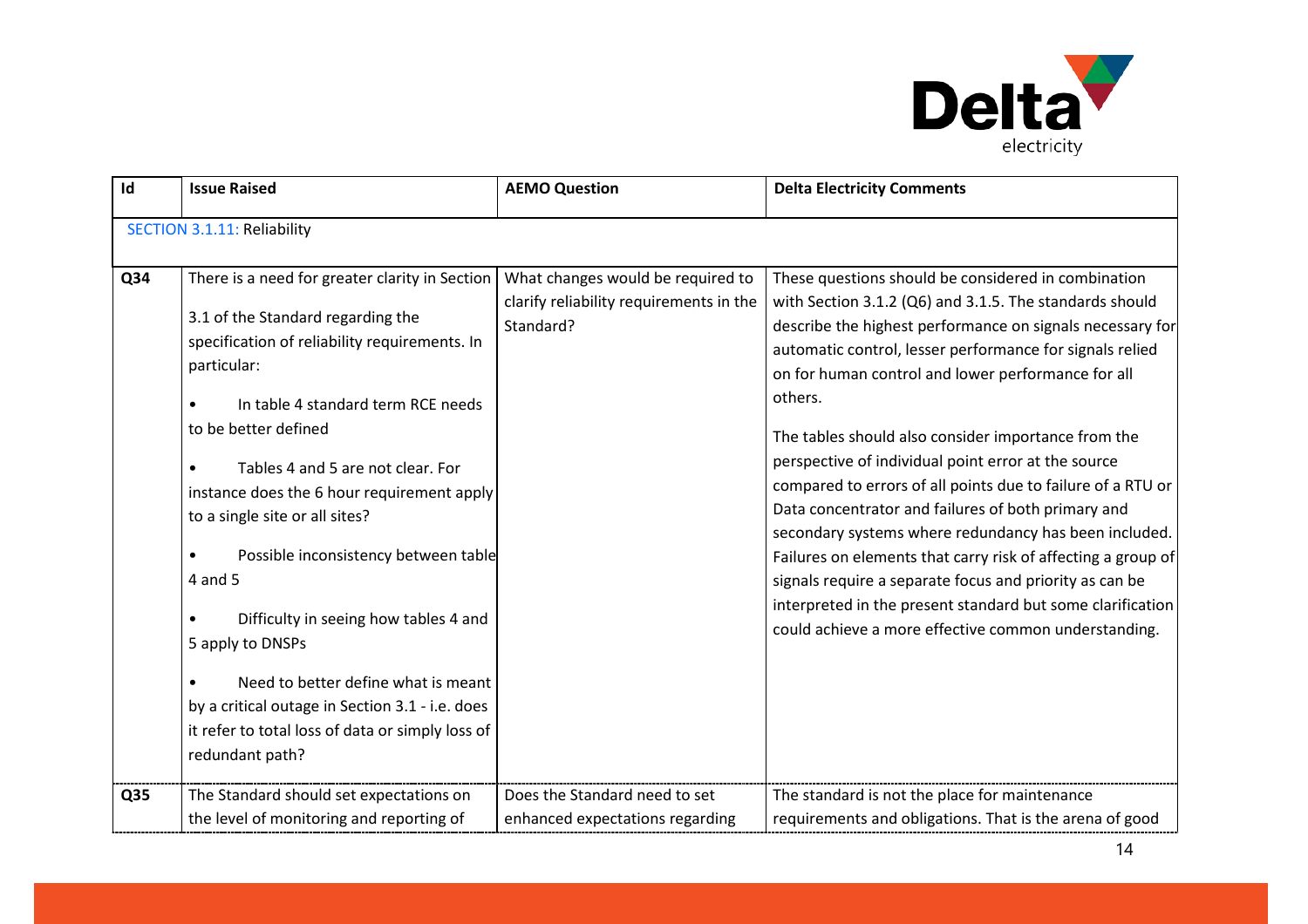| Id | Issue Raised | AEMO Question | Delta Electricity Comments |
|---|---|---|---|
| SECTION 3.1.11: Reliability | | | |
| Q34 | There is a need for greater clarity in Section 3.1 of the Standard regarding the specification of reliability requirements. In particular:<br>• In table 4 standard term RCE needs to be better defined<br>• Tables 4 and 5 are not clear. For instance does the 6 hour requirement apply to a single site or all sites?<br>• Possible inconsistency between table 4 and 5<br>• Difficulty in seeing how tables 4 and 5 apply to DNSPs<br>• Need to better define what is meant by a critical outage in Section 3.1 - i.e. does it refer to total loss of data or simply loss of redundant path? | What changes would be required to clarify reliability requirements in the Standard? | These questions should be considered in combination with Section 3.1.2 (Q6) and 3.1.5. The standards should describe the highest performance on signals necessary for automatic control, lesser performance for signals relied on for human control and lower performance for all others.<br>The tables should also consider importance from the perspective of individual point error at the source compared to errors of all points due to failure of a RTU or Data concentrator and failures of both primary and secondary systems where redundancy has been included. Failures on elements that carry risk of affecting a group of signals require a separate focus and priority as can be interpreted in the present standard but some clarification could achieve a more effective common understanding. |
| Q35 | The Standard should set expectations on the level of monitoring and reporting of | Does the Standard need to set enhanced expectations regarding | The standard is not the place for maintenance requirements and obligations. That is the arena of good |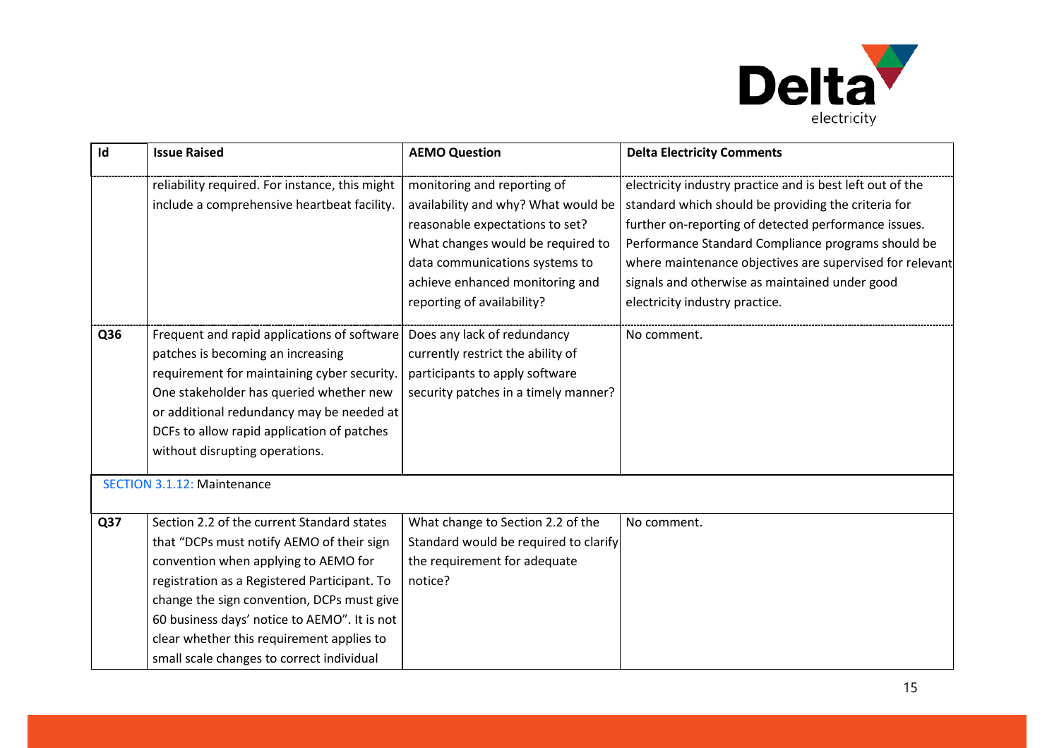| Id | Issue Raised | AEMO Question | Delta Electricity Comments |
|---|---|---|---|
| | reliability required. For instance, this might include a comprehensive heartbeat facility. | monitoring and reporting of availability and why? What would be reasonable expectations to set? What changes would be required to data communications systems to achieve enhanced monitoring and reporting of availability? | electricity industry practice and is best left out of the standard which should be providing the criteria for further on-reporting of detected performance issues. Performance Standard Compliance programs should be where maintenance objectives are supervised for relevant signals and otherwise as maintained under good electricity industry practice. |
| **Q36** | Frequent and rapid applications of software patches is becoming an increasing requirement for maintaining cyber security. One stakeholder has queried whether new or additional redundancy may be needed at DCFs to allow rapid application of patches without disrupting operations. | Does any lack of redundancy currently restrict the ability of participants to apply software security patches in a timely manner? | No comment. |
| SECTION 3.1.12: Maintenance | | | |
| **Q37** | Section 2.2 of the current Standard states that "DCPs must notify AEMO of their sign convention when applying to AEMO for registration as a Registered Participant. To change the sign convention, DCPs must give 60 business days' notice to AEMO". It is not clear whether this requirement applies to small scale changes to correct individual | What change to Section 2.2 of the Standard would be required to clarify the requirement for adequate notice? | No comment. |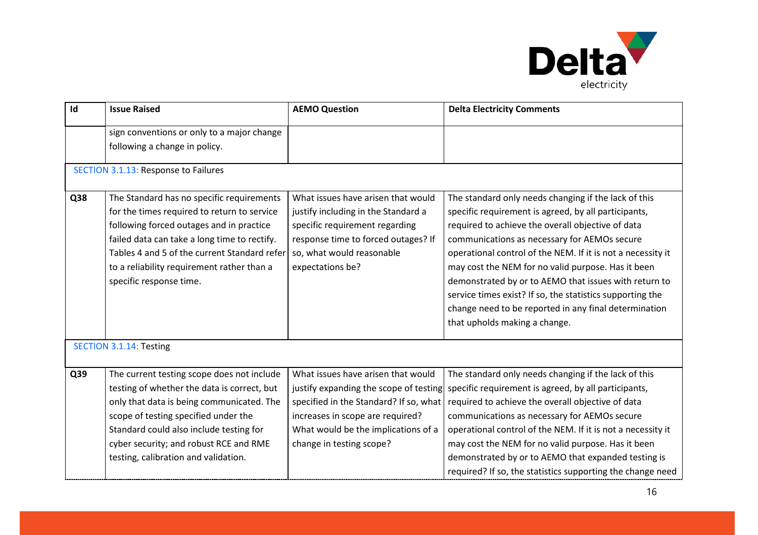| Id | Issue Raised | AEMO Question | Delta Electricity Comments |
|---|---|---|---|
| | sign conventions or only to a major change following a change in policy. | | |
| SECTION 3.1.13: Response to Failures | | | |
| Q38 | The Standard has no specific requirements for the times required to return to service following forced outages and in practice failed data can take a long time to rectify. Tables 4 and 5 of the current Standard refer to a reliability requirement rather than a specific response time. | What issues have arisen that would justify including in the Standard a specific requirement regarding response time to forced outages? If so, what would reasonable expectations be? | The standard only needs changing if the lack of this specific requirement is agreed, by all participants, required to achieve the overall objective of data communications as necessary for AEMOs secure operational control of the NEM. If it is not a necessity it may cost the NEM for no valid purpose. Has it been demonstrated by or to AEMO that issues with return to service times exist? If so, the statistics supporting the change need to be reported in any final determination that upholds making a change. |
| SECTION 3.1.14: Testing | | | |
| Q39 | The current testing scope does not include testing of whether the data is correct, but only that data is being communicated. The scope of testing specified under the Standard could also include testing for cyber security; and robust RCE and RME testing, calibration and validation. | What issues have arisen that would justify expanding the scope of testing specified in the Standard? If so, what increases in scope are required? What would be the implications of a change in testing scope? | The standard only needs changing if the lack of this specific requirement is agreed, by all participants, required to achieve the overall objective of data communications as necessary for AEMOs secure operational control of the NEM. If it is not a necessity it may cost the NEM for no valid purpose. Has it been demonstrated by or to AEMO that expanded testing is required? If so, the statistics supporting the change need |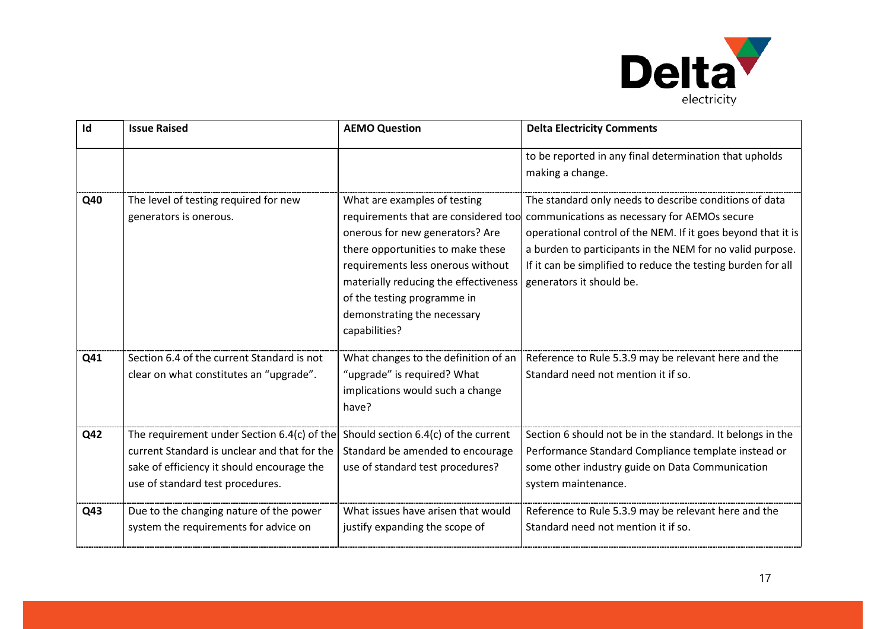| Id | Issue Raised | AEMO Question | Delta Electricity Comments |
|---|---|---|---|
| | | | to be reported in any final determination that upholds making a change. |
| Q40 | The level of testing required for new generators is onerous. | What are examples of testing requirements that are considered too onerous for new generators? Are there opportunities to make these requirements less onerous without materially reducing the effectiveness of the testing programme in demonstrating the necessary capabilities? | The standard only needs to describe conditions of data communications as necessary for AEMOs secure operational control of the NEM. If it goes beyond that it is a burden to participants in the NEM for no valid purpose. If it can be simplified to reduce the testing burden for all generators it should be. |
| Q41 | Section 6.4 of the current Standard is not clear on what constitutes an "upgrade". | What changes to the definition of an "upgrade" is required? What implications would such a change have? | Reference to Rule 5.3.9 may be relevant here and the Standard need not mention it if so. |
| Q42 | The requirement under Section 6.4(c) of the current Standard is unclear and that for the sake of efficiency it should encourage the use of standard test procedures. | Should section 6.4(c) of the current Standard be amended to encourage use of standard test procedures? | Section 6 should not be in the standard. It belongs in the Performance Standard Compliance template instead or some other industry guide on Data Communication system maintenance. |
| Q43 | Due to the changing nature of the power system the requirements for advice on | What issues have arisen that would justify expanding the scope of | Reference to Rule 5.3.9 may be relevant here and the Standard need not mention it if so. |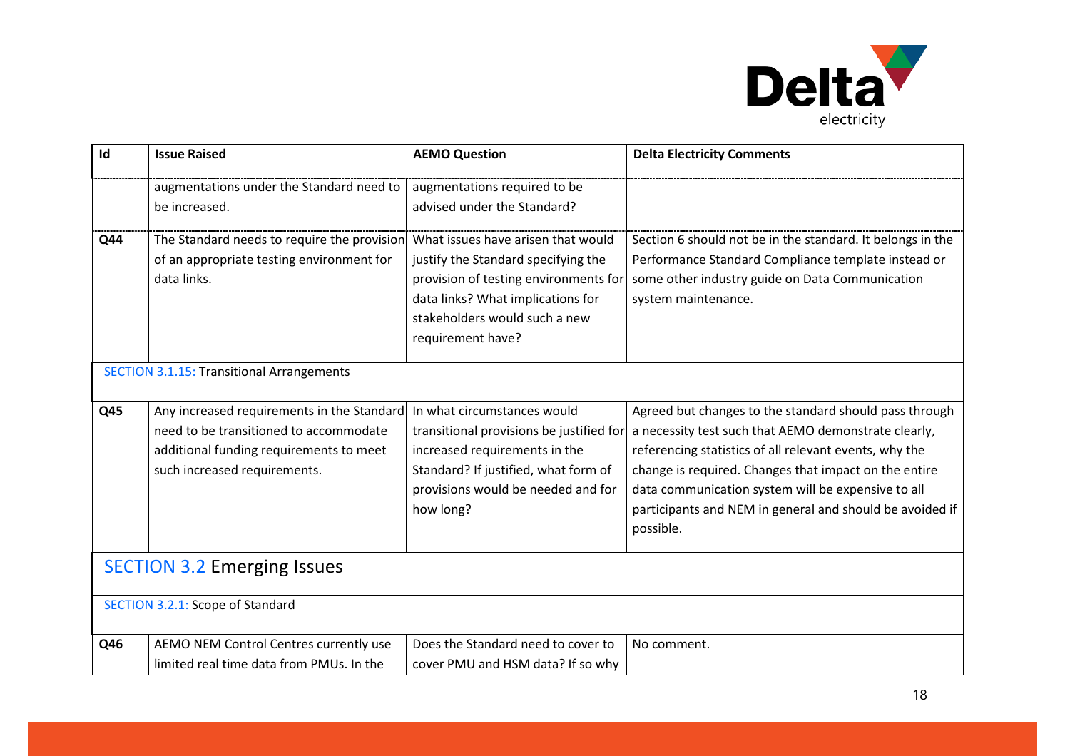| Id | Issue Raised | AEMO Question | Delta Electricity Comments |
|---|---|---|---|
| | augmentations under the Standard need to be increased. | augmentations required to be advised under the Standard? | |
| Q44 | The Standard needs to require the provision of an appropriate testing environment for data links. | What issues have arisen that would justify the Standard specifying the provision of testing environments for data links? What implications for stakeholders would such a new requirement have? | Section 6 should not be in the standard. It belongs in the Performance Standard Compliance template instead or some other industry guide on Data Communication system maintenance. |
| SECTION 3.1.15: Transitional Arrangements | | | |
| Q45 | Any increased requirements in the Standard need to be transitioned to accommodate additional funding requirements to meet such increased requirements. | In what circumstances would transitional provisions be justified for increased requirements in the Standard? If justified, what form of provisions would be needed and for how long? | Agreed but changes to the standard should pass through a necessity test such that AEMO demonstrate clearly, referencing statistics of all relevant events, why the change is required. Changes that impact on the entire data communication system will be expensive to all participants and NEM in general and should be avoided if possible. |
| SECTION 3.2 Emerging Issues | | | |
| SECTION 3.2.1: Scope of Standard | | | |
| Q46 | AEMO NEM Control Centres currently use limited real time data from PMUs. In the | Does the Standard need to cover to cover PMU and HSM data? If so why | No comment. |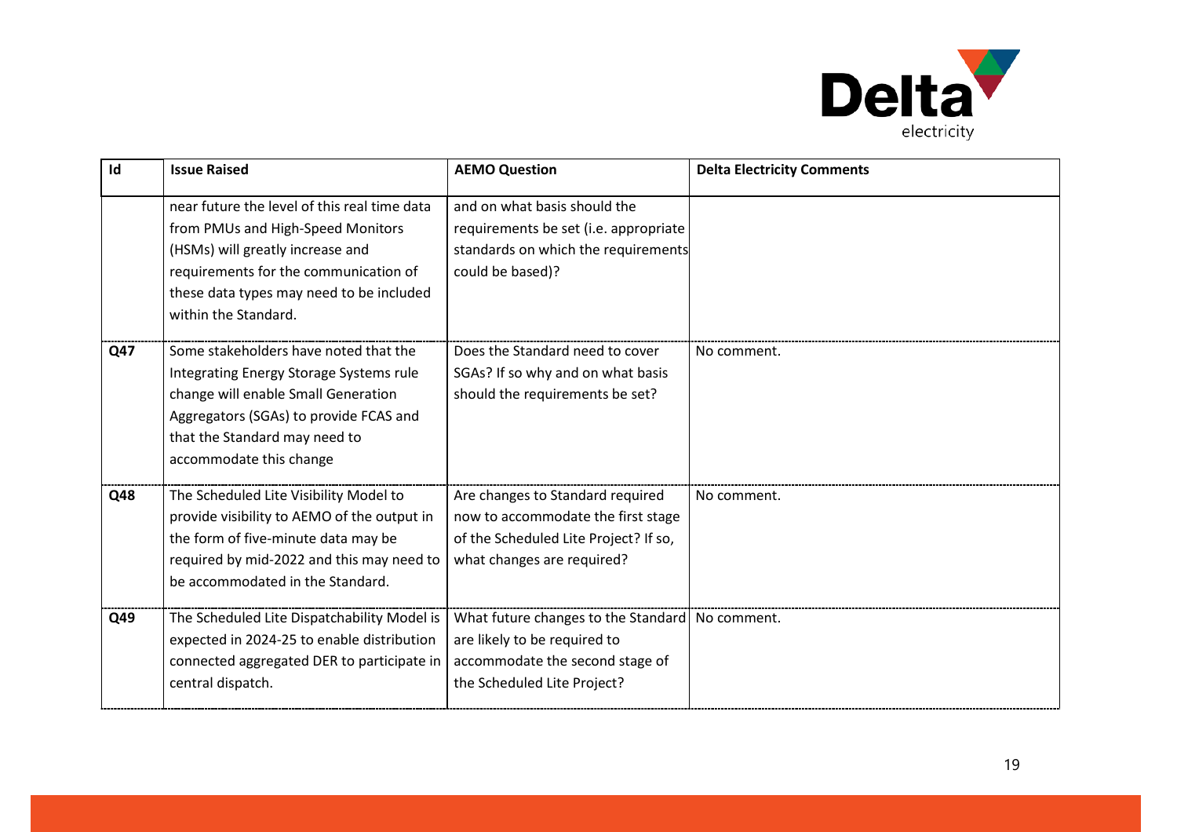| Id | Issue Raised | AEMO Question | Delta Electricity Comments |
|---|---|---|---|
| | near future the level of this real time data from PMUs and High-Speed Monitors (HSMs) will greatly increase and requirements for the communication of these data types may need to be included within the Standard. | and on what basis should the requirements be set (i.e. appropriate standards on which the requirements could be based)? | |
| Q47 | Some stakeholders have noted that the Integrating Energy Storage Systems rule change will enable Small Generation Aggregators (SGAs) to provide FCAS and that the Standard may need to accommodate this change | Does the Standard need to cover SGAs? If so why and on what basis should the requirements be set? | No comment. |
| Q48 | The Scheduled Lite Visibility Model to provide visibility to AEMO of the output in the form of five-minute data may be required by mid-2022 and this may need to be accommodated in the Standard. | Are changes to Standard required now to accommodate the first stage of the Scheduled Lite Project? If so, what changes are required? | No comment. |
| Q49 | The Scheduled Lite Dispatchability Model is expected in 2024-25 to enable distribution connected aggregated DER to participate in central dispatch. | What future changes to the Standard are likely to be required to accommodate the second stage of the Scheduled Lite Project? | No comment. |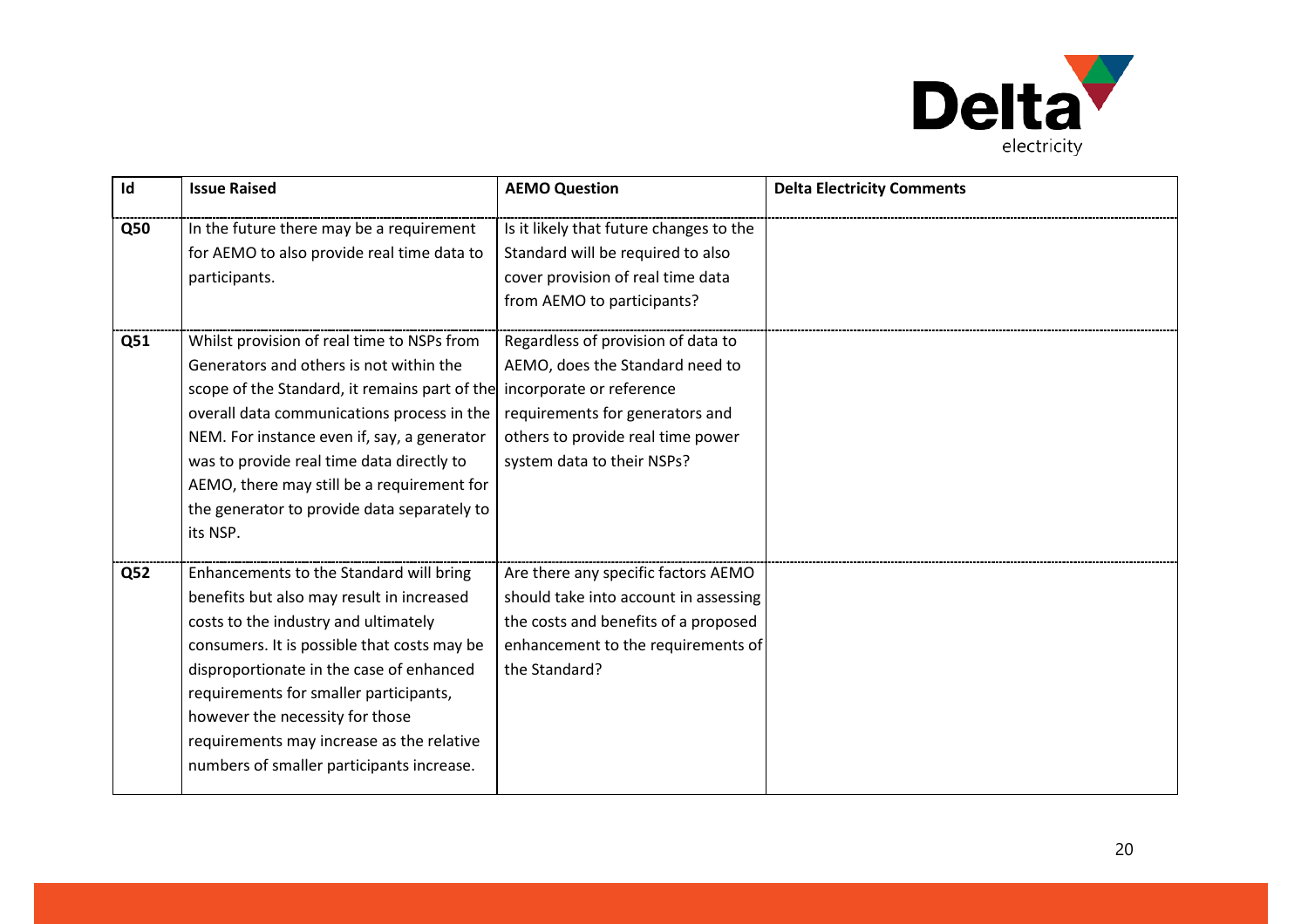| Id | Issue Raised | AEMO Question | Delta Electricity Comments |
|---|---|---|---|
| Q50 | In the future there may be a requirement for AEMO to also provide real time data to participants. | Is it likely that future changes to the Standard will be required to also cover provision of real time data from AEMO to participants? | |
| Q51 | Whilst provision of real time to NSPs from Generators and others is not within the scope of the Standard, it remains part of the overall data communications process in the NEM. For instance even if, say, a generator was to provide real time data directly to AEMO, there may still be a requirement for the generator to provide data separately to its NSP. | Regardless of provision of data to AEMO, does the Standard need to incorporate or reference requirements for generators and others to provide real time power system data to their NSPs? | |
| Q52 | Enhancements to the Standard will bring benefits but also may result in increased costs to the industry and ultimately consumers. It is possible that costs may be disproportionate in the case of enhanced requirements for smaller participants, however the necessity for those requirements may increase as the relative numbers of smaller participants increase. | Are there any specific factors AEMO should take into account in assessing the costs and benefits of a proposed enhancement to the requirements of the Standard? | |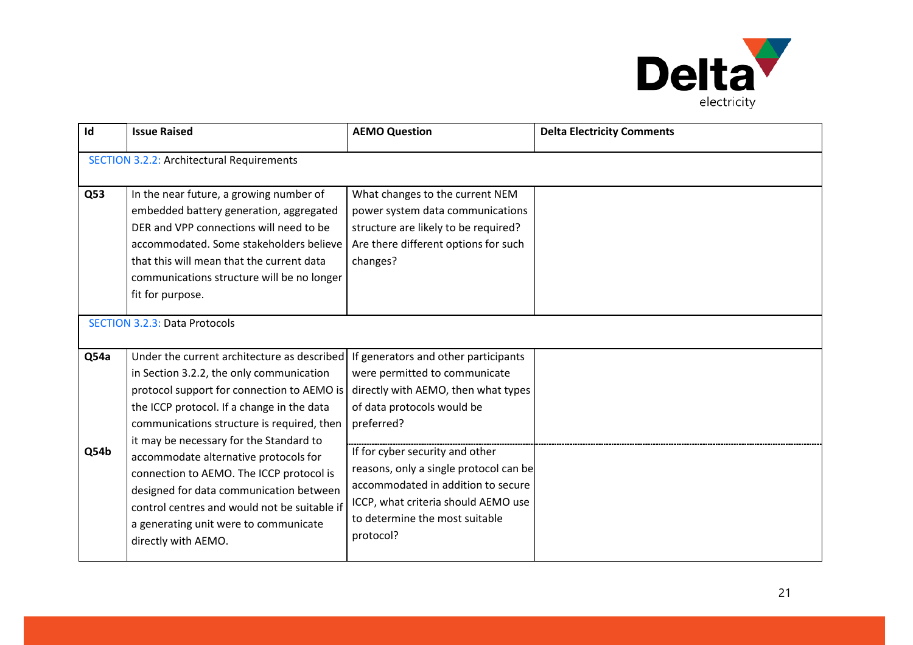| Id | Issue Raised | AEMO Question | Delta Electricity Comments |
|---|---|---|---|
| SECTION 3.2.2: Architectural Requirements | | | |
| Q53 | In the near future, a growing number of embedded battery generation, aggregated DER and VPP connections will need to be accommodated. Some stakeholders believe that this will mean that the current data communications structure will be no longer fit for purpose. | What changes to the current NEM power system data communications structure are likely to be required? Are there different options for such changes? | |
| SECTION 3.2.3: Data Protocols | | | |
| Q54a | Under the current architecture as described in Section 3.2.2, the only communication protocol support for connection to AEMO is the ICCP protocol. If a change in the data communications structure is required, then it may be necessary for the Standard to accommodate alternative protocols for connection to AEMO. The ICCP protocol is designed for data communication between control centres and would not be suitable if a generating unit were to communicate directly with AEMO. | If generators and other participants were permitted to communicate directly with AEMO, then what types of data protocols would be preferred? | |
| Q54b | | If for cyber security and other reasons, only a single protocol can be accommodated in addition to secure ICCP, what criteria should AEMO use to determine the most suitable protocol? | |